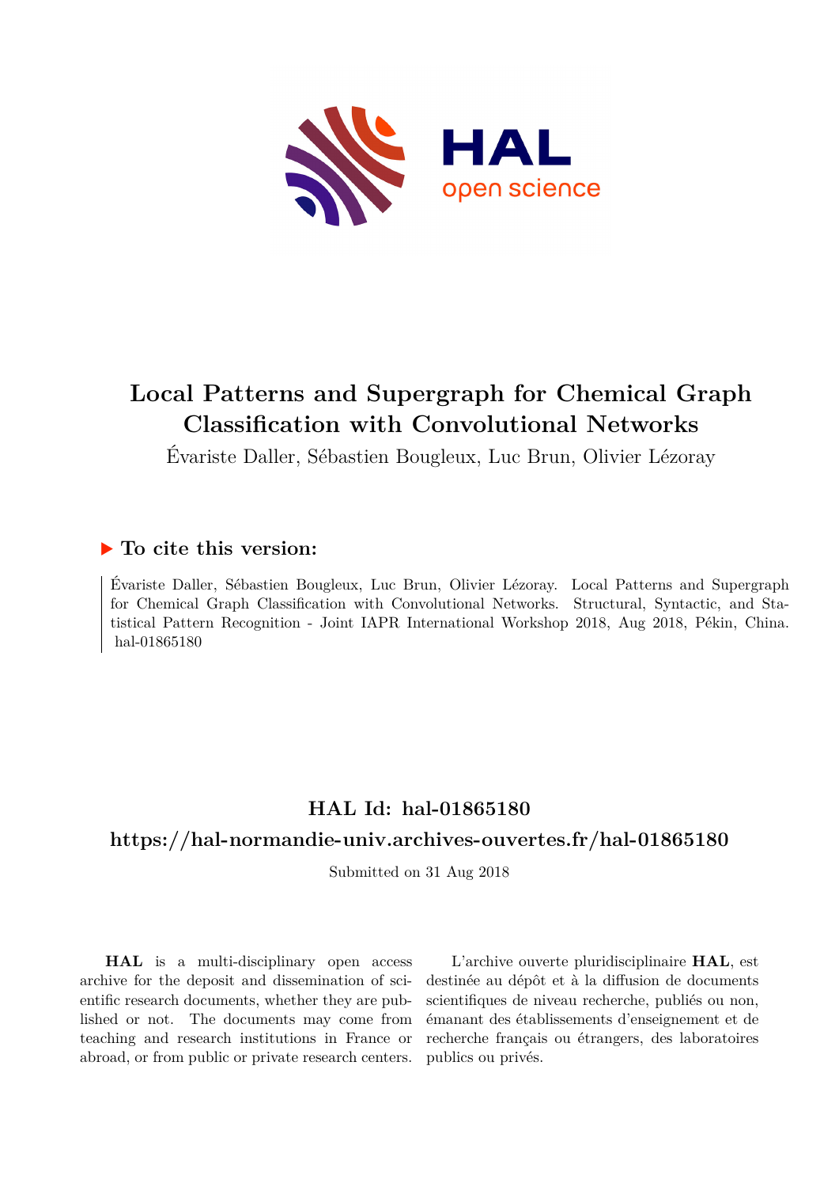# Local Patterns and Supergraph for Chemical Graph Classification with Convolutional Networks

Évariste Daller, Sébastien Bougleux, Luc Brun, Olivier Lézoray

## ▶ To cite this version:

Évariste Daller, Sébastien Bougleux, Luc Brun, Olivier Lézoray. Local Patterns and Supergraph for Chemical Graph Classification with Convolutional Networks. Structural, Syntactic, and Statistical Pattern Recognition - Joint IAPR International Workshop 2018, Aug 2018, Pékin, China. hal-01865180

## HAL Id: hal-01865180

## https://hal-normandie-univ.archives-ouvertes.fr/hal-01865180

Submitted on 31 Aug 2018

**HAL** is a multi-disciplinary open access archive for the deposit and dissemination of scientific research documents, whether they are published or not. The documents may come from teaching and research institutions in France or abroad, or from public or private research centers.

L'archive ouverte pluridisciplinaire **HAL**, est destinée au dépôt et à la diffusion de documents scientifiques de niveau recherche, publiés ou non, émanant des établissements d'enseignement et de recherche français ou étrangers, des laboratoires publics ou privés.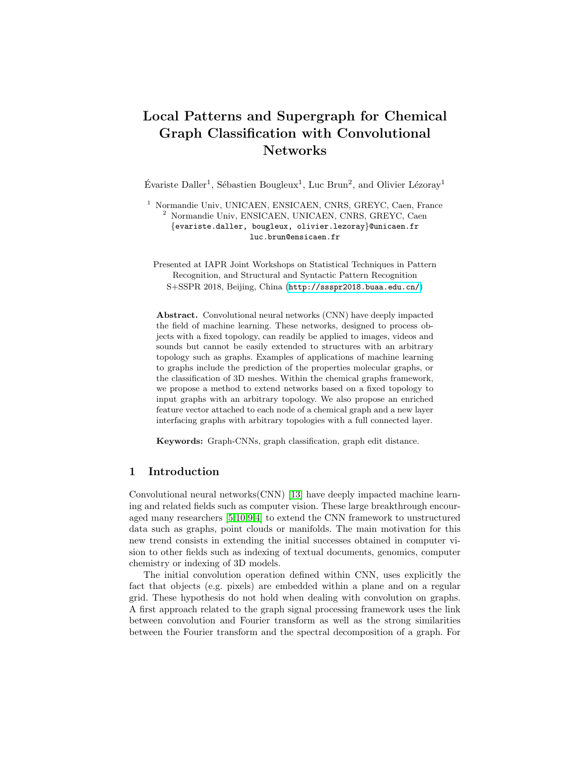# Local Patterns and Supergraph for Chemical Graph Classification with Convolutional Networks

Évariste Daller[1], Sébastien Bougleux[1], Luc Brun[2], and Olivier Lézoray[1]

[1] Normandie Univ, UNICAEN, ENSICAEN, CNRS, GREYC, Caen, France
[2] Normandie Univ, ENSICAEN, UNICAEN, CNRS, GREYC, Caen
{evariste.daller, bougleux, olivier.lezoray}@unicaen.fr
luc.brun@ensicaen.fr

Presented at IAPR Joint Workshops on Statistical Techniques in Pattern Recognition, and Structural and Syntactic Pattern Recognition S+SSPR 2018, Beijing, China (http://ssspr2018.buaa.edu.cn/)

**Abstract.** Convolutional neural networks (CNN) have deeply impacted the field of machine learning. These networks, designed to process objects with a fixed topology, can readily be applied to images, videos and sounds but cannot be easily extended to structures with an arbitrary topology such as graphs. Examples of applications of machine learning to graphs include the prediction of the properties molecular graphs, or the classification of 3D meshes. Within the chemical graphs framework, we propose a method to extend networks based on a fixed topology to input graphs with an arbitrary topology. We also propose an enriched feature vector attached to each node of a chemical graph and a new layer interfacing graphs with arbitrary topologies with a full connected layer.

**Keywords:** Graph-CNNs, graph classification, graph edit distance.

## 1 Introduction

Convolutional neural networks(CNN) [13] have deeply impacted machine learning and related fields such as computer vision. These large breakthrough encouraged many researchers [5,10,9,4] to extend the CNN framework to unstructured data such as graphs, point clouds or manifolds. The main motivation for this new trend consists in extending the initial successes obtained in computer vision to other fields such as indexing of textual documents, genomics, computer chemistry or indexing of 3D models.

The initial convolution operation defined within CNN, uses explicitly the fact that objects (e.g. pixels) are embedded within a plane and on a regular grid. These hypothesis do not hold when dealing with convolution on graphs. A first approach related to the graph signal processing framework uses the link between convolution and Fourier transform as well as the strong similarities between the Fourier transform and the spectral decomposition of a graph. For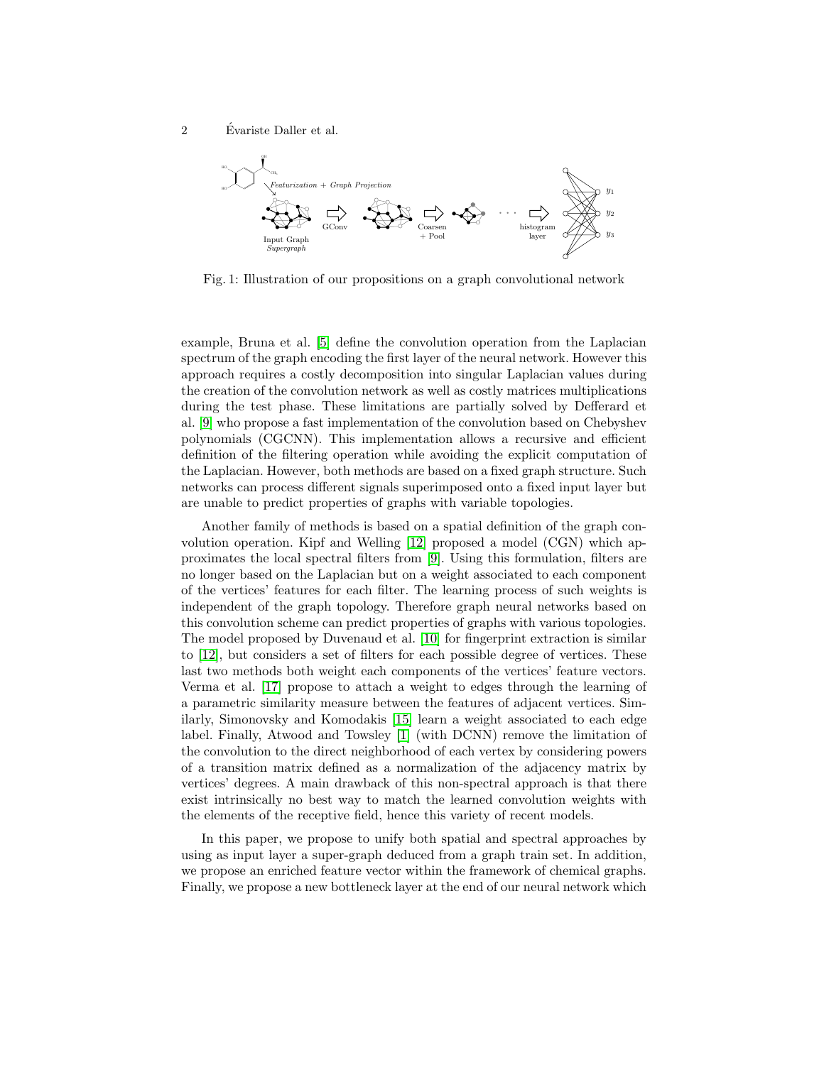Fig. 1: Illustration of our propositions on a graph convolutional network

example, Bruna et al. [5] define the convolution operation from the Laplacian spectrum of the graph encoding the first layer of the neural network. However this approach requires a costly decomposition into singular Laplacian values during the creation of the convolution network as well as costly matrices multiplications during the test phase. These limitations are partially solved by Defferard et al. [9] who propose a fast implementation of the convolution based on Chebyshev polynomials (CGCNN). This implementation allows a recursive and efficient definition of the filtering operation while avoiding the explicit computation of the Laplacian. However, both methods are based on a fixed graph structure. Such networks can process different signals superimposed onto a fixed input layer but are unable to predict properties of graphs with variable topologies.

Another family of methods is based on a spatial definition of the graph convolution operation. Kipf and Welling [12] proposed a model (CGN) which approximates the local spectral filters from [9]. Using this formulation, filters are no longer based on the Laplacian but on a weight associated to each component of the vertices' features for each filter. The learning process of such weights is independent of the graph topology. Therefore graph neural networks based on this convolution scheme can predict properties of graphs with various topologies. The model proposed by Duvenaud et al. [10] for fingerprint extraction is similar to [12], but considers a set of filters for each possible degree of vertices. These last two methods both weight each components of the vertices' feature vectors. Verma et al. [17] propose to attach a weight to edges through the learning of a parametric similarity measure between the features of adjacent vertices. Similarly, Simonovsky and Komodakis [15] learn a weight associated to each edge label. Finally, Atwood and Towsley [1] (with DCNN) remove the limitation of the convolution to the direct neighborhood of each vertex by considering powers of a transition matrix defined as a normalization of the adjacency matrix by vertices' degrees. A main drawback of this non-spectral approach is that there exist intrinsically no best way to match the learned convolution weights with the elements of the receptive field, hence this variety of recent models.

In this paper, we propose to unify both spatial and spectral approaches by using as input layer a super-graph deduced from a graph train set. In addition, we propose an enriched feature vector within the framework of chemical graphs. Finally, we propose a new bottleneck layer at the end of our neural network which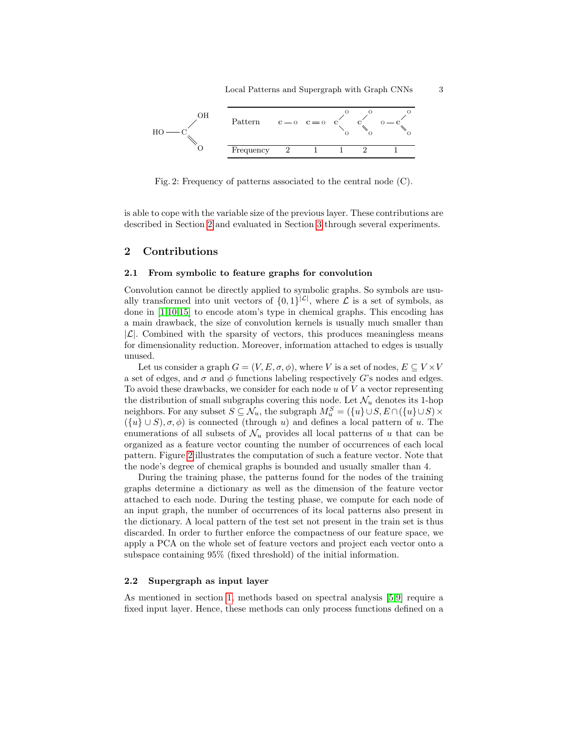| Pattern | C — O | C = O | O–C–O | O–C=O | O–C(–O)=O |
|---|---|---|---|---|---|
| Frequency | 2 | 1 | 1 | 2 | 1 |

Fig. 2: Frequency of patterns associated to the central node (C).

is able to cope with the variable size of the previous layer. These contributions are described in Section 2 and evaluated in Section 3 through several experiments.

## 2 Contributions

### 2.1 From symbolic to feature graphs for convolution

Convolution cannot be directly applied to symbolic graphs. So symbols are usually transformed into unit vectors of $\{0,1\}^{|\mathcal{L}|}$, where $\mathcal{L}$ is a set of symbols, as done in [1,10,15] to encode atom's type in chemical graphs. This encoding has a main drawback, the size of convolution kernels is usually much smaller than $|\mathcal{L}|$. Combined with the sparsity of vectors, this produces meaningless means for dimensionality reduction. Moreover, information attached to edges is usually unused.

Let us consider a graph $G = (V, E, \sigma, \phi)$, where $V$ is a set of nodes, $E \subseteq V \times V$ a set of edges, and $\sigma$ and $\phi$ functions labeling respectively $G$'s nodes and edges. To avoid these drawbacks, we consider for each node $u$ of $V$ a vector representing the distribution of small subgraphs covering this node. Let $\mathcal{N}_u$ denotes its 1-hop neighbors. For any subset $S \subseteq \mathcal{N}_u$, the subgraph $M_u^S = (\{u\} \cup S, E \cap (\{u\} \cup S) \times (\{u\} \cup S), \sigma, \phi)$ is connected (through $u$) and defines a local pattern of $u$. The enumerations of all subsets of $\mathcal{N}_u$ provides all local patterns of $u$ that can be organized as a feature vector counting the number of occurrences of each local pattern. Figure 2 illustrates the computation of such a feature vector. Note that the node's degree of chemical graphs is bounded and usually smaller than 4.

During the training phase, the patterns found for the nodes of the training graphs determine a dictionary as well as the dimension of the feature vector attached to each node. During the testing phase, we compute for each node of an input graph, the number of occurrences of its local patterns also present in the dictionary. A local pattern of the test set not present in the train set is thus discarded. In order to further enforce the compactness of our feature space, we apply a PCA on the whole set of feature vectors and project each vector onto a subspace containing 95% (fixed threshold) of the initial information.

### 2.2 Supergraph as input layer

As mentioned in section 1, methods based on spectral analysis [5,9] require a fixed input layer. Hence, these methods can only process functions defined on a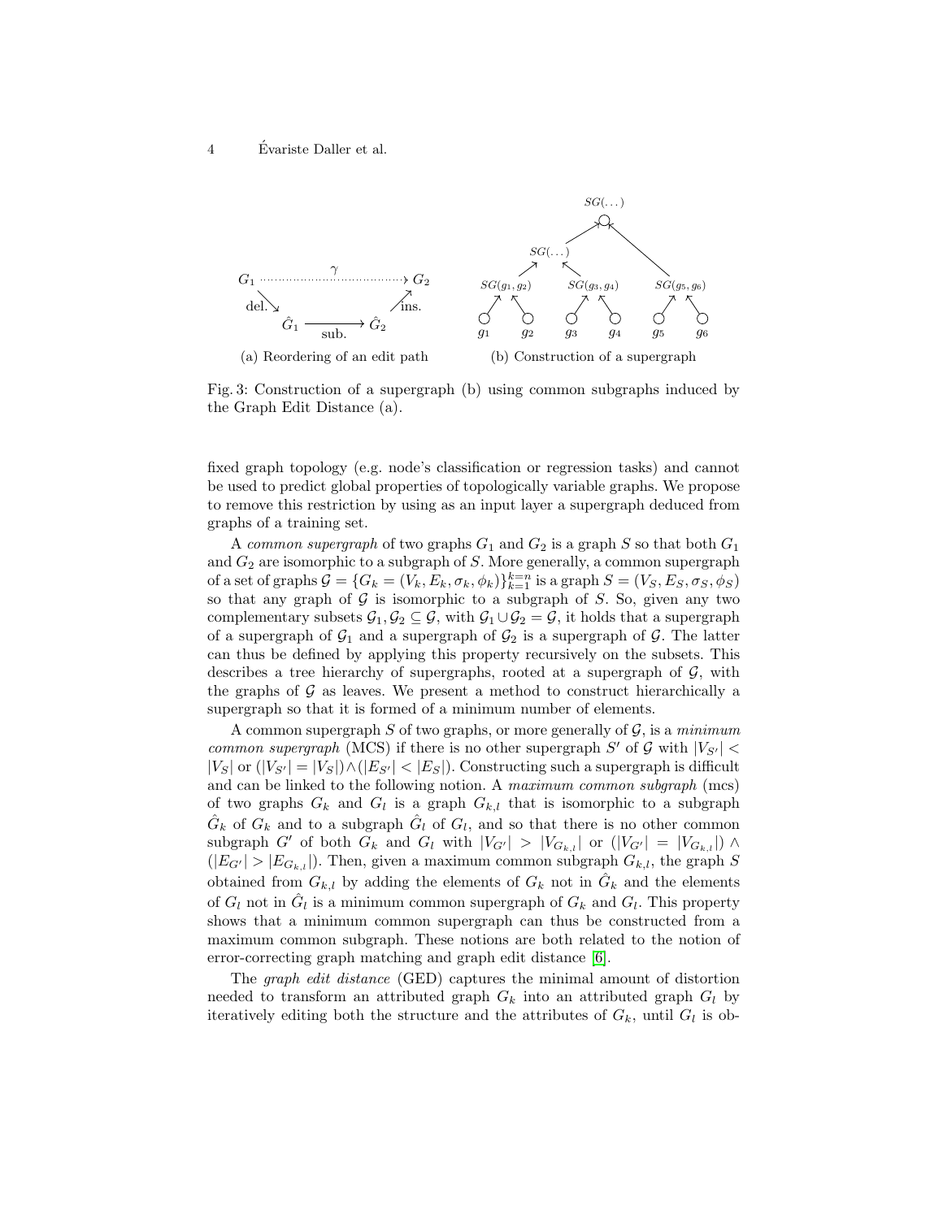Fig. 3: Construction of a supergraph (b) using common subgraphs induced by the Graph Edit Distance (a).

(a) Reordering of an edit path

(b) Construction of a supergraph

fixed graph topology (e.g. node's classification or regression tasks) and cannot be used to predict global properties of topologically variable graphs. We propose to remove this restriction by using as an input layer a supergraph deduced from graphs of a training set.

A *common supergraph* of two graphs $G_1$ and $G_2$ is a graph $S$ so that both $G_1$ and $G_2$ are isomorphic to a subgraph of $S$. More generally, a common supergraph of a set of graphs $\mathcal{G} = \{G_k = (V_k, E_k, \sigma_k, \phi_k)\}_{k=1}^{k=n}$ is a graph $S = (V_S, E_S, \sigma_S, \phi_S)$ so that any graph of $\mathcal{G}$ is isomorphic to a subgraph of $S$. So, given any two complementary subsets $\mathcal{G}_1, \mathcal{G}_2 \subseteq \mathcal{G}$, with $\mathcal{G}_1 \cup \mathcal{G}_2 = \mathcal{G}$, it holds that a supergraph of a supergraph of $\mathcal{G}_1$ and a supergraph of $\mathcal{G}_2$ is a supergraph of $\mathcal{G}$. The latter can thus be defined by applying this property recursively on the subsets. This describes a tree hierarchy of supergraphs, rooted at a supergraph of $\mathcal{G}$, with the graphs of $\mathcal{G}$ as leaves. We present a method to construct hierarchically a supergraph so that it is formed of a minimum number of elements.

A common supergraph $S$ of two graphs, or more generally of $\mathcal{G}$, is a *minimum common supergraph* (MCS) if there is no other supergraph $S'$ of $\mathcal{G}$ with $|V_{S'}| < |V_S|$ or $(|V_{S'}| = |V_S|) \wedge (|E_{S'}| < |E_S|)$. Constructing such a supergraph is difficult and can be linked to the following notion. A *maximum common subgraph* (mcs) of two graphs $G_k$ and $G_l$ is a graph $G_{k,l}$ that is isomorphic to a subgraph $\hat{G}_k$ of $G_k$ and to a subgraph $\hat{G}_l$ of $G_l$, and so that there is no other common subgraph $G'$ of both $G_k$ and $G_l$ with $|V_{G'}| > |V_{G_{k,l}}|$ or $(|V_{G'}| = |V_{G_{k,l}}|) \wedge (|E_{G'}| > |E_{G_{k,l}}|)$. Then, given a maximum common subgraph $G_{k,l}$, the graph $S$ obtained from $G_{k,l}$ by adding the elements of $G_k$ not in $\hat{G}_k$ and the elements of $G_l$ not in $\hat{G}_l$ is a minimum common supergraph of $G_k$ and $G_l$. This property shows that a minimum common supergraph can thus be constructed from a maximum common subgraph. These notions are both related to the notion of error-correcting graph matching and graph edit distance [6].

The *graph edit distance* (GED) captures the minimal amount of distortion needed to transform an attributed graph $G_k$ into an attributed graph $G_l$ by iteratively editing both the structure and the attributes of $G_k$, until $G_l$ is ob-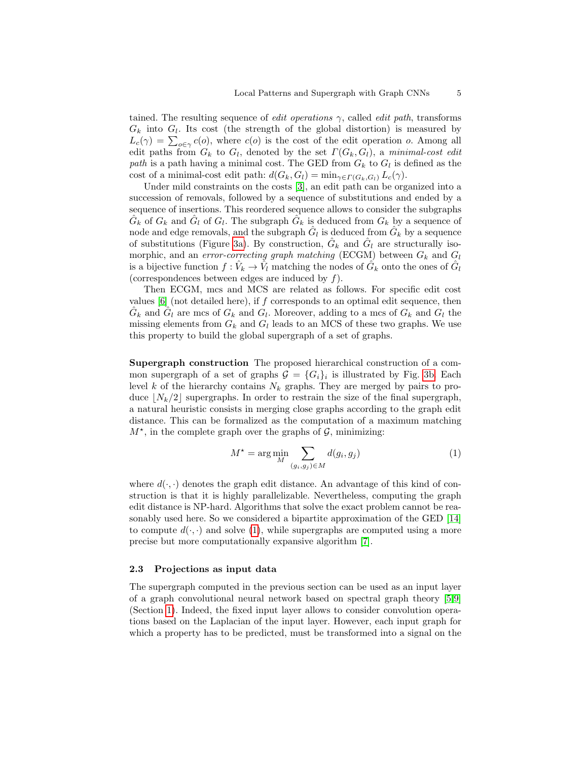tained. The resulting sequence of *edit operations* $\gamma$, called *edit path*, transforms $G_k$ into $G_l$. Its cost (the strength of the global distortion) is measured by $L_c(\gamma) = \sum_{o \in \gamma} c(o)$, where $c(o)$ is the cost of the edit operation $o$. Among all edit paths from $G_k$ to $G_l$, denoted by the set $\Gamma(G_k, G_l)$, a *minimal-cost edit path* is a path having a minimal cost. The GED from $G_k$ to $G_l$ is defined as the cost of a minimal-cost edit path: $d(G_k, G_l) = \min_{\gamma \in \Gamma(G_k, G_l)} L_c(\gamma)$.

Under mild constraints on the costs [3], an edit path can be organized into a succession of removals, followed by a sequence of substitutions and ended by a sequence of insertions. This reordered sequence allows to consider the subgraphs $\hat{G}_k$ of $G_k$ and $\hat{G}_l$ of $G_l$. The subgraph $\hat{G}_k$ is deduced from $G_k$ by a sequence of node and edge removals, and the subgraph $\hat{G}_l$ is deduced from $\hat{G}_k$ by a sequence of substitutions (Figure 3a). By construction, $\hat{G}_k$ and $\hat{G}_l$ are structurally isomorphic, and an *error-correcting graph matching* (ECGM) between $G_k$ and $G_l$ is a bijective function $f : \hat{V}_k \to \hat{V}_l$ matching the nodes of $\hat{G}_k$ onto the ones of $\hat{G}_l$ (correspondences between edges are induced by $f$).

Then ECGM, mcs and MCS are related as follows. For specific edit cost values [6] (not detailed here), if $f$ corresponds to an optimal edit sequence, then $\hat{G}_k$ and $\hat{G}_l$ are mcs of $G_k$ and $G_l$. Moreover, adding to a mcs of $G_k$ and $G_l$ the missing elements from $G_k$ and $G_l$ leads to an MCS of these two graphs. We use this property to build the global supergraph of a set of graphs.

**Supergraph construction** The proposed hierarchical construction of a common supergraph of a set of graphs $\mathcal{G} = \{G_i\}_i$ is illustrated by Fig. 3b. Each level $k$ of the hierarchy contains $N_k$ graphs. They are merged by pairs to produce $\lfloor N_k/2 \rfloor$ supergraphs. In order to restrain the size of the final supergraph, a natural heuristic consists in merging close graphs according to the graph edit distance. This can be formalized as the computation of a maximum matching $M^\star$, in the complete graph over the graphs of $\mathcal{G}$, minimizing:

$$M^\star = \arg\min_{M} \sum_{(g_i, g_j) \in M} d(g_i, g_j) \tag{1}$$

where $d(\cdot, \cdot)$ denotes the graph edit distance. An advantage of this kind of construction is that it is highly parallelizable. Nevertheless, computing the graph edit distance is NP-hard. Algorithms that solve the exact problem cannot be reasonably used here. So we considered a bipartite approximation of the GED [14] to compute $d(\cdot, \cdot)$ and solve (1), while supergraphs are computed using a more precise but more computationally expansive algorithm [7].

### 2.3 Projections as input data

The supergraph computed in the previous section can be used as an input layer of a graph convolutional neural network based on spectral graph theory [5,9] (Section 1). Indeed, the fixed input layer allows to consider convolution operations based on the Laplacian of the input layer. However, each input graph for which a property has to be predicted, must be transformed into a signal on the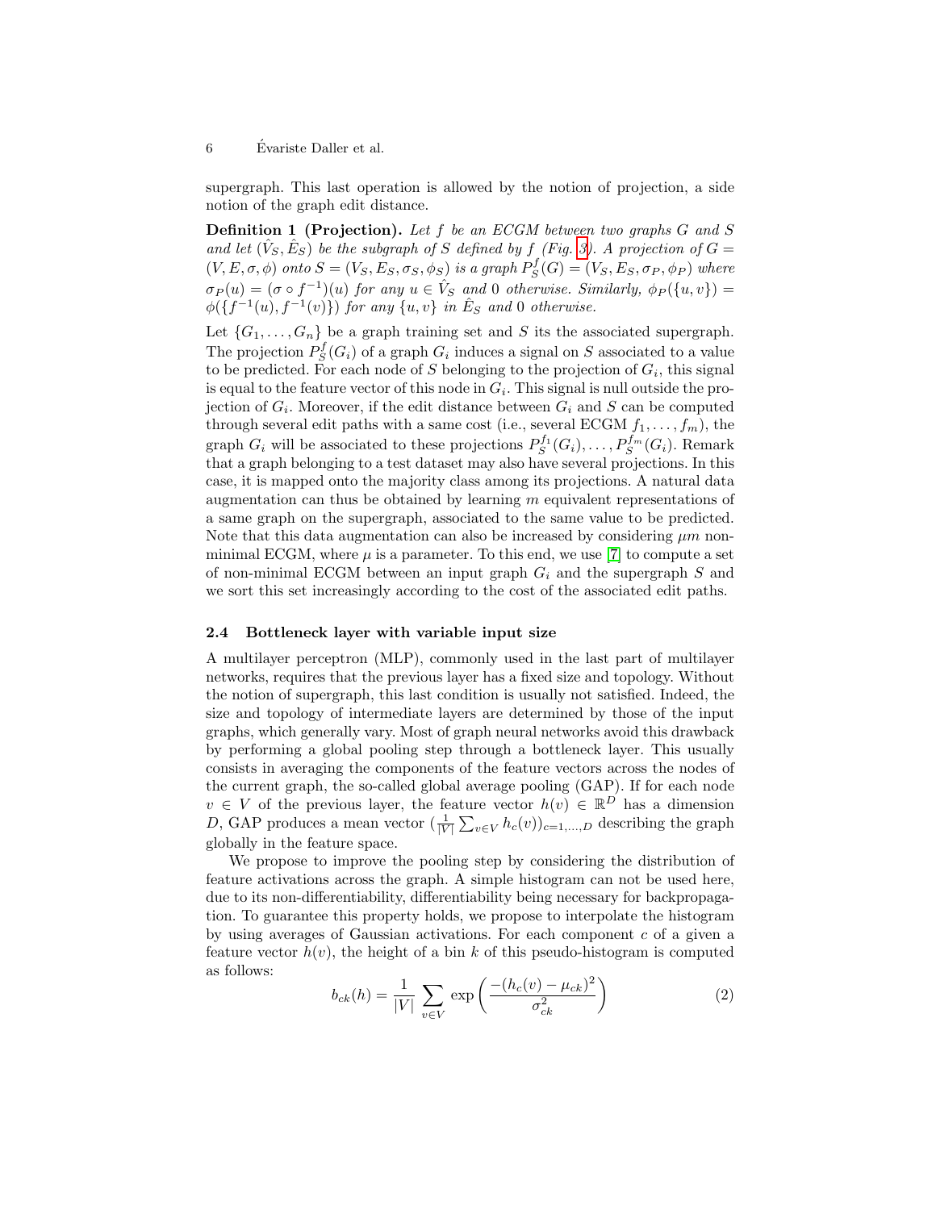supergraph. This last operation is allowed by the notion of projection, a side notion of the graph edit distance.

**Definition 1 (Projection).** *Let $f$ be an ECGM between two graphs $G$ and $S$ and let $(\hat{V}_S, \hat{E}_S)$ be the subgraph of $S$ defined by $f$ (Fig. 3). A projection of $G = (V, E, \sigma, \phi)$ onto $S = (V_S, E_S, \sigma_S, \phi_S)$ is a graph $P_S^f(G) = (V_S, E_S, \sigma_P, \phi_P)$ where $\sigma_P(u) = (\sigma \circ f^{-1})(u)$ for any $u \in \hat{V}_S$ and 0 otherwise. Similarly, $\phi_P(\{u, v\}) = \phi(\{f^{-1}(u), f^{-1}(v)\})$ for any $\{u, v\}$ in $\hat{E}_S$ and 0 otherwise.*

Let $\{G_1, \ldots, G_n\}$ be a graph training set and $S$ its the associated supergraph. The projection $P_S^f(G_i)$ of a graph $G_i$ induces a signal on $S$ associated to a value to be predicted. For each node of $S$ belonging to the projection of $G_i$, this signal is equal to the feature vector of this node in $G_i$. This signal is null outside the projection of $G_i$. Moreover, if the edit distance between $G_i$ and $S$ can be computed through several edit paths with a same cost (i.e., several ECGM $f_1, \ldots, f_m$), the graph $G_i$ will be associated to these projections $P_S^{f_1}(G_i), \ldots, P_S^{f_m}(G_i)$. Remark that a graph belonging to a test dataset may also have several projections. In this case, it is mapped onto the majority class among its projections. A natural data augmentation can thus be obtained by learning $m$ equivalent representations of a same graph on the supergraph, associated to the same value to be predicted. Note that this data augmentation can also be increased by considering $\mu m$ non-minimal ECGM, where $\mu$ is a parameter. To this end, we use [7] to compute a set of non-minimal ECGM between an input graph $G_i$ and the supergraph $S$ and we sort this set increasingly according to the cost of the associated edit paths.

### 2.4 Bottleneck layer with variable input size

A multilayer perceptron (MLP), commonly used in the last part of multilayer networks, requires that the previous layer has a fixed size and topology. Without the notion of supergraph, this last condition is usually not satisfied. Indeed, the size and topology of intermediate layers are determined by those of the input graphs, which generally vary. Most of graph neural networks avoid this drawback by performing a global pooling step through a bottleneck layer. This usually consists in averaging the components of the feature vectors across the nodes of the current graph, the so-called global average pooling (GAP). If for each node $v \in V$ of the previous layer, the feature vector $h(v) \in \mathbb{R}^D$ has a dimension $D$, GAP produces a mean vector $(\frac{1}{|V|} \sum_{v \in V} h_c(v))_{c=1,\ldots,D}$ describing the graph globally in the feature space.

We propose to improve the pooling step by considering the distribution of feature activations across the graph. A simple histogram can not be used here, due to its non-differentiability, differentiability being necessary for backpropagation. To guarantee this property holds, we propose to interpolate the histogram by using averages of Gaussian activations. For each component $c$ of a given a feature vector $h(v)$, the height of a bin $k$ of this pseudo-histogram is computed as follows:

$$b_{ck}(h) = \frac{1}{|V|} \sum_{v \in V} \exp\left(\frac{-(h_c(v) - \mu_{ck})^2}{\sigma_{ck}^2}\right) \tag{2}$$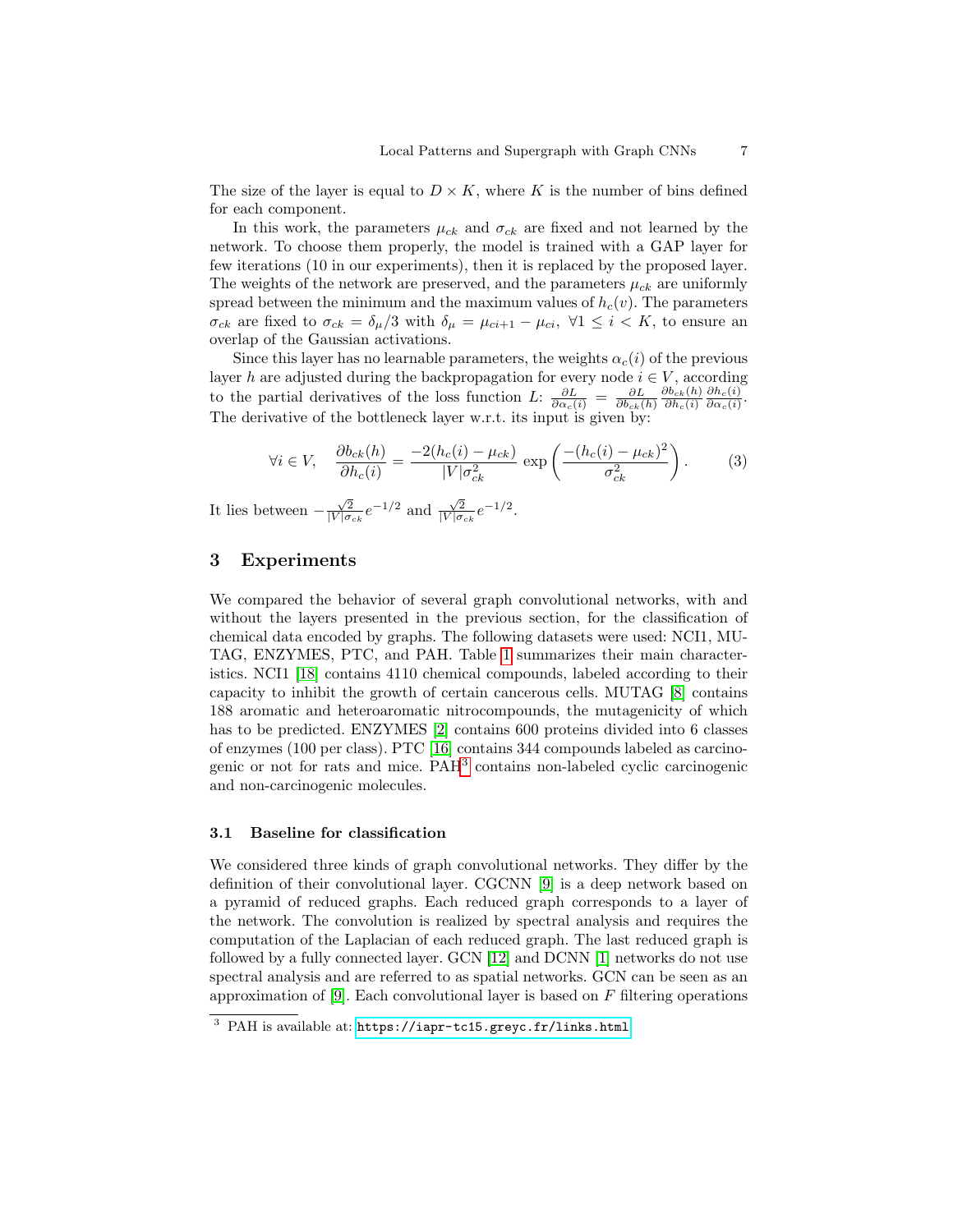The size of the layer is equal to $D \times K$, where $K$ is the number of bins defined for each component.

In this work, the parameters $\mu_{ck}$ and $\sigma_{ck}$ are fixed and not learned by the network. To choose them properly, the model is trained with a GAP layer for few iterations (10 in our experiments), then it is replaced by the proposed layer. The weights of the network are preserved, and the parameters $\mu_{ck}$ are uniformly spread between the minimum and the maximum values of $h_c(v)$. The parameters $\sigma_{ck}$ are fixed to $\sigma_{ck} = \delta_\mu/3$ with $\delta_\mu = \mu_{ci+1} - \mu_{ci}$, $\forall 1 \leq i < K$, to ensure an overlap of the Gaussian activations.

Since this layer has no learnable parameters, the weights $\alpha_c(i)$ of the previous layer $h$ are adjusted during the backpropagation for every node $i \in V$, according to the partial derivatives of the loss function $L$: $\frac{\partial L}{\partial \alpha_c(i)} = \frac{\partial L}{\partial b_{ck}(h)} \frac{\partial b_{ck}(h)}{\partial h_c(i)} \frac{\partial h_c(i)}{\partial \alpha_c(i)}$. The derivative of the bottleneck layer w.r.t. its input is given by:

$$\forall i \in V, \quad \frac{\partial b_{ck}(h)}{\partial h_c(i)} = \frac{-2(h_c(i) - \mu_{ck})}{|V|\sigma_{ck}^2} \exp\left(\frac{-(h_c(i) - \mu_{ck})^2}{\sigma_{ck}^2}\right). \tag{3}$$

It lies between $-\frac{\sqrt{2}}{|V|\sigma_{ck}} e^{-1/2}$ and $\frac{\sqrt{2}}{|V|\sigma_{ck}} e^{-1/2}$.

## 3 Experiments

We compared the behavior of several graph convolutional networks, with and without the layers presented in the previous section, for the classification of chemical data encoded by graphs. The following datasets were used: NCI1, MUTAG, ENZYMES, PTC, and PAH. Table 1 summarizes their main characteristics. NCI1 [18] contains 4110 chemical compounds, labeled according to their capacity to inhibit the growth of certain cancerous cells. MUTAG [8] contains 188 aromatic and heteroaromatic nitrocompounds, the mutagenicity of which has to be predicted. ENZYMES [2] contains 600 proteins divided into 6 classes of enzymes (100 per class). PTC [16] contains 344 compounds labeled as carcinogenic or not for rats and mice. PAH[3] contains non-labeled cyclic carcinogenic and non-carcinogenic molecules.

### 3.1 Baseline for classification

We considered three kinds of graph convolutional networks. They differ by the definition of their convolutional layer. CGCNN [9] is a deep network based on a pyramid of reduced graphs. Each reduced graph corresponds to a layer of the network. The convolution is realized by spectral analysis and requires the computation of the Laplacian of each reduced graph. The last reduced graph is followed by a fully connected layer. GCN [12] and DCNN [1] networks do not use spectral analysis and are referred to as spatial networks. GCN can be seen as an approximation of [9]. Each convolutional layer is based on $F$ filtering operations

[3] PAH is available at: https://iapr-tc15.greyc.fr/links.html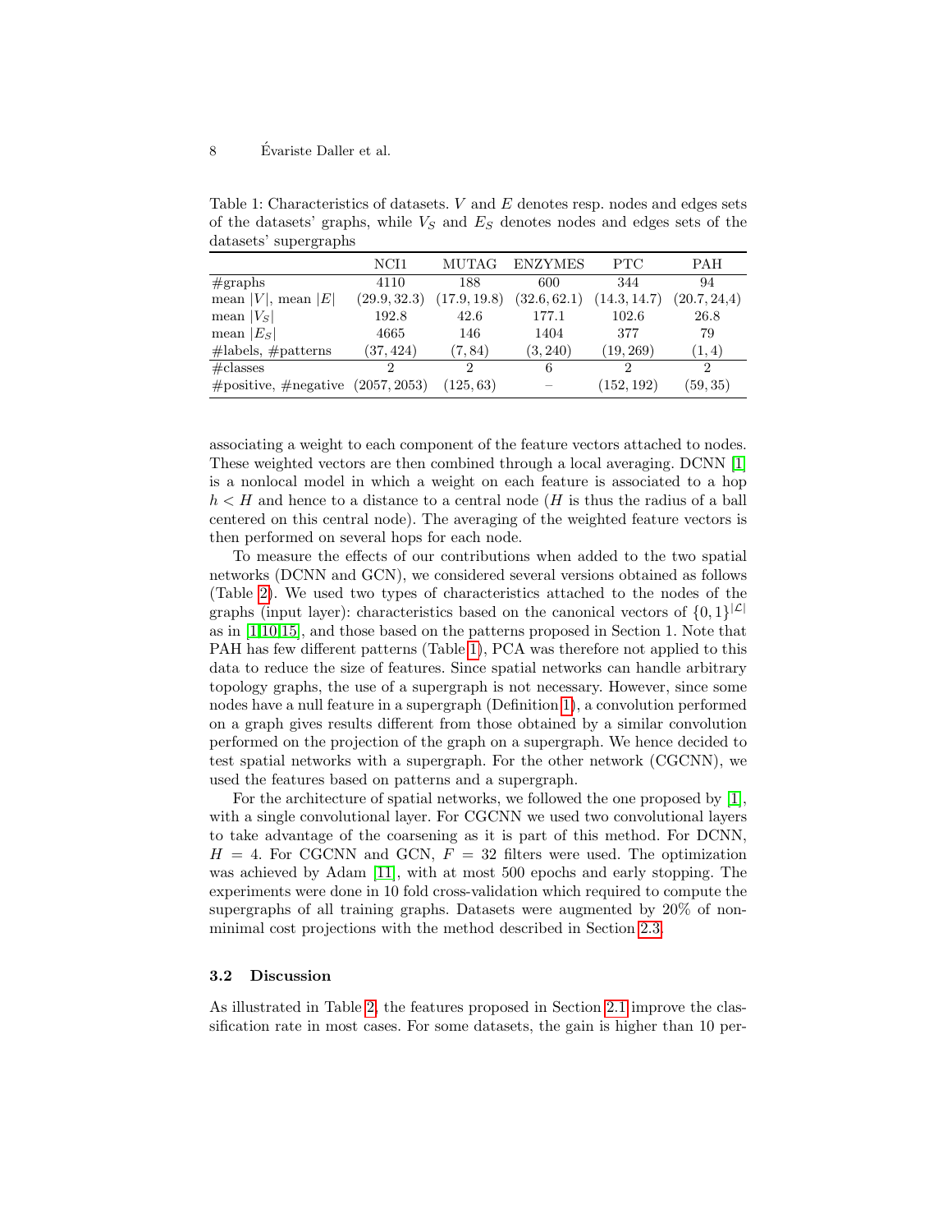Table 1: Characteristics of datasets. $V$ and $E$ denotes resp. nodes and edges sets of the datasets' graphs, while $V_S$ and $E_S$ denotes nodes and edges sets of the datasets' supergraphs

| | NCI1 | MUTAG | ENZYMES | PTC | PAH |
|---|---|---|---|---|---|
| #graphs | 4110 | 188 | 600 | 344 | 94 |
| mean $\|V\|$, mean $\|E\|$ | $(29.9, 32.3)$ | $(17.9, 19.8)$ | $(32.6, 62.1)$ | $(14.3, 14.7)$ | $(20.7, 24,4)$ |
| mean $\|V_S\|$ | 192.8 | 42.6 | 177.1 | 102.6 | 26.8 |
| mean $\|E_S\|$ | 4665 | 146 | 1404 | 377 | 79 |
| #labels, #patterns | $(37, 424)$ | $(7, 84)$ | $(3, 240)$ | $(19, 269)$ | $(1, 4)$ |
| #classes | 2 | 2 | 6 | 2 | 2 |
| #positive, #negative | $(2057, 2053)$ | $(125, 63)$ | – | $(152, 192)$ | $(59, 35)$ |

associating a weight to each component of the feature vectors attached to nodes. These weighted vectors are then combined through a local averaging. DCNN [1] is a nonlocal model in which a weight on each feature is associated to a hop $h < H$ and hence to a distance to a central node ($H$ is thus the radius of a ball centered on this central node). The averaging of the weighted feature vectors is then performed on several hops for each node.

To measure the effects of our contributions when added to the two spatial networks (DCNN and GCN), we considered several versions obtained as follows (Table 2). We used two types of characteristics attached to the nodes of the graphs (input layer): characteristics based on the canonical vectors of $\{0,1\}^{|\mathcal{L}|}$ as in [1,10,15], and those based on the patterns proposed in Section 1. Note that PAH has few different patterns (Table 1), PCA was therefore not applied to this data to reduce the size of features. Since spatial networks can handle arbitrary topology graphs, the use of a supergraph is not necessary. However, since some nodes have a null feature in a supergraph (Definition 1), a convolution performed on a graph gives results different from those obtained by a similar convolution performed on the projection of the graph on a supergraph. We hence decided to test spatial networks with a supergraph. For the other network (CGCNN), we used the features based on patterns and a supergraph.

For the architecture of spatial networks, we followed the one proposed by [1], with a single convolutional layer. For CGCNN we used two convolutional layers to take advantage of the coarsening as it is part of this method. For DCNN, $H = 4$. For CGCNN and GCN, $F = 32$ filters were used. The optimization was achieved by Adam [11], with at most 500 epochs and early stopping. The experiments were done in 10 fold cross-validation which required to compute the supergraphs of all training graphs. Datasets were augmented by 20% of non-minimal cost projections with the method described in Section 2.3.

### 3.2 Discussion

As illustrated in Table 2, the features proposed in Section 2.1 improve the classification rate in most cases. For some datasets, the gain is higher than 10 per-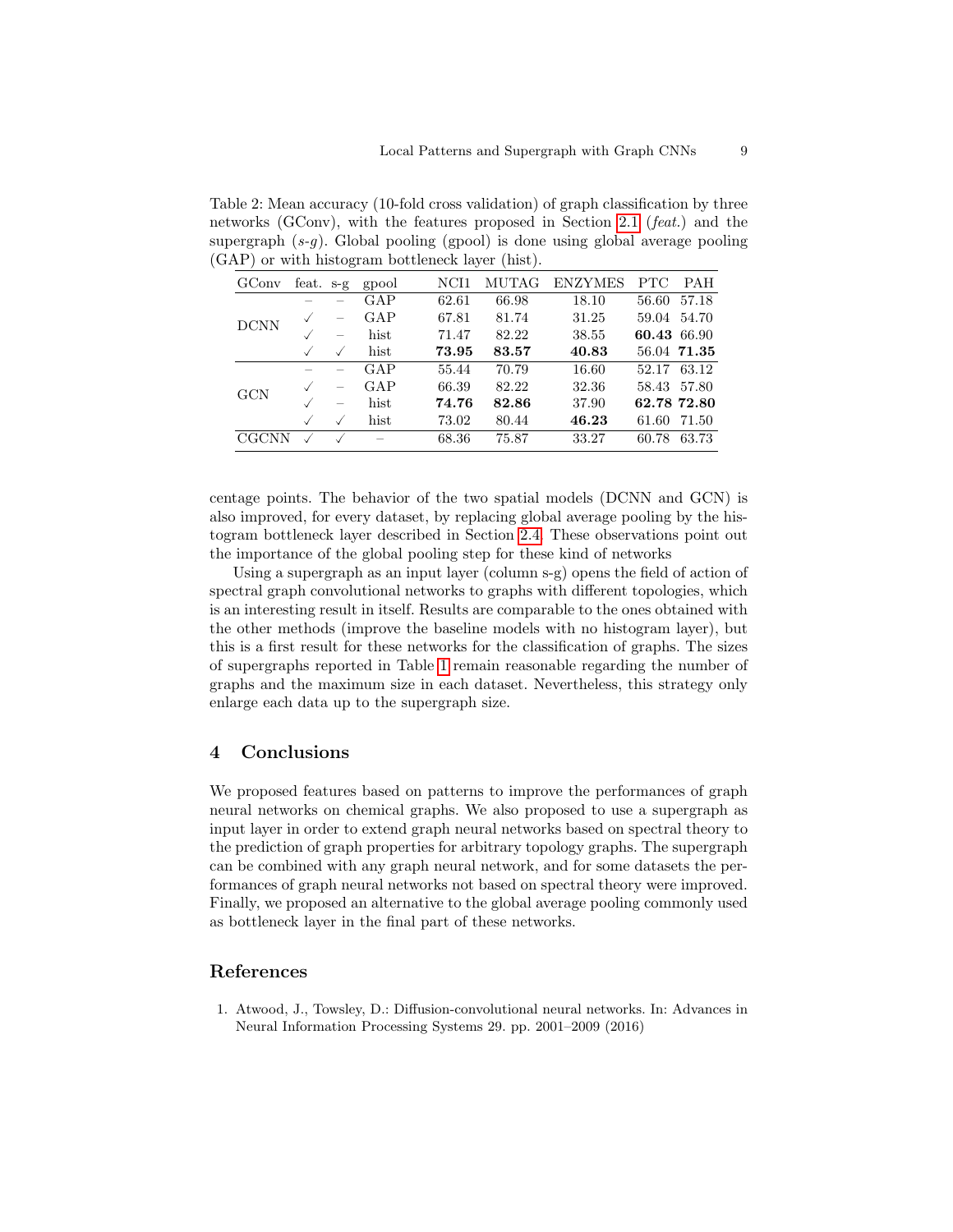Table 2: Mean accuracy (10-fold cross validation) of graph classification by three networks (GConv), with the features proposed in Section 2.1 (*feat.*) and the supergraph (*s-g*). Global pooling (gpool) is done using global average pooling (GAP) or with histogram bottleneck layer (hist).

| GConv | feat. | s-g | gpool | NCI1 | MUTAG | ENZYMES | PTC | PAH |
|---|---|---|---|---|---|---|---|---|
| DCNN | – | – | GAP | 62.61 | 66.98 | 18.10 | 56.60 | 57.18 |
| | ✓ | – | GAP | 67.81 | 81.74 | 31.25 | 59.04 | 54.70 |
| | ✓ | – | hist | 71.47 | 82.22 | 38.55 | **60.43** | 66.90 |
| | ✓ | ✓ | hist | **73.95** | **83.57** | **40.83** | 56.04 | **71.35** |
| GCN | – | – | GAP | 55.44 | 70.79 | 16.60 | 52.17 | 63.12 |
| | ✓ | – | GAP | 66.39 | 82.22 | 32.36 | 58.43 | 57.80 |
| | ✓ | – | hist | **74.76** | **82.86** | 37.90 | **62.78** | **72.80** |
| | ✓ | ✓ | hist | 73.02 | 80.44 | **46.23** | 61.60 | 71.50 |
| CGCNN | ✓ | ✓ | – | 68.36 | 75.87 | 33.27 | 60.78 | 63.73 |

centage points. The behavior of the two spatial models (DCNN and GCN) is also improved, for every dataset, by replacing global average pooling by the histogram bottleneck layer described in Section 2.4. These observations point out the importance of the global pooling step for these kind of networks

Using a supergraph as an input layer (column s-g) opens the field of action of spectral graph convolutional networks to graphs with different topologies, which is an interesting result in itself. Results are comparable to the ones obtained with the other methods (improve the baseline models with no histogram layer), but this is a first result for these networks for the classification of graphs. The sizes of supergraphs reported in Table 1 remain reasonable regarding the number of graphs and the maximum size in each dataset. Nevertheless, this strategy only enlarge each data up to the supergraph size.

## 4 Conclusions

We proposed features based on patterns to improve the performances of graph neural networks on chemical graphs. We also proposed to use a supergraph as input layer in order to extend graph neural networks based on spectral theory to the prediction of graph properties for arbitrary topology graphs. The supergraph can be combined with any graph neural network, and for some datasets the performances of graph neural networks not based on spectral theory were improved. Finally, we proposed an alternative to the global average pooling commonly used as bottleneck layer in the final part of these networks.

## References

1. Atwood, J., Towsley, D.: Diffusion-convolutional neural networks. In: Advances in Neural Information Processing Systems 29. pp. 2001–2009 (2016)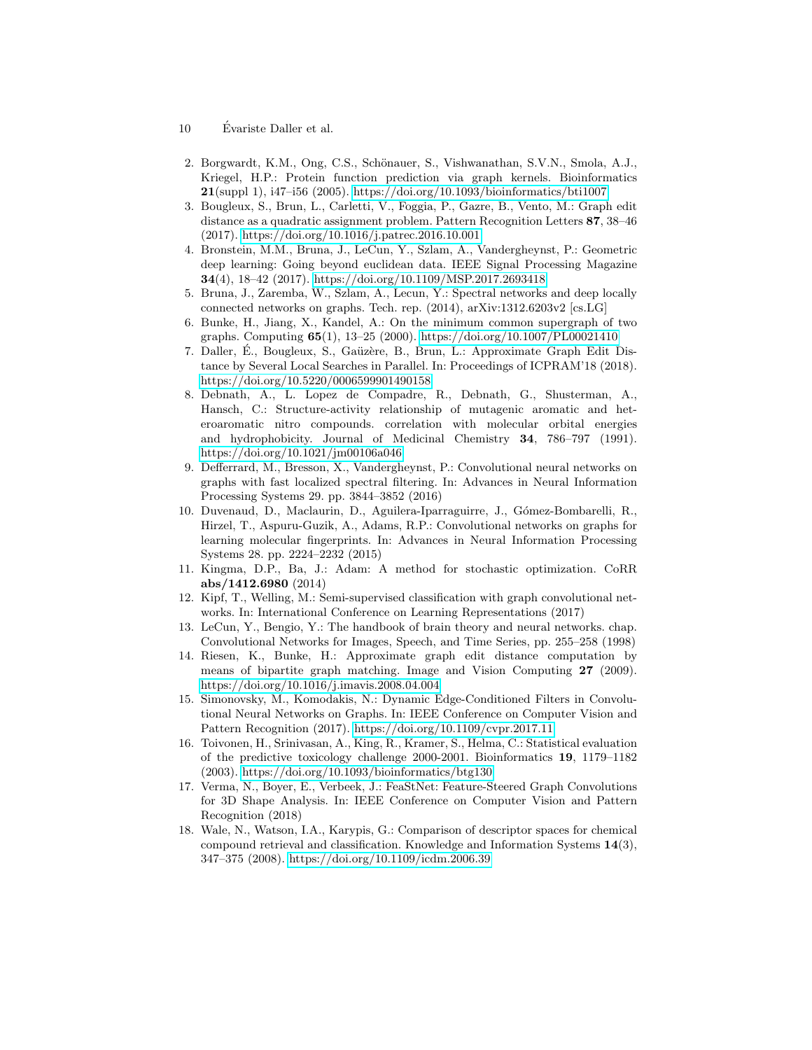2. Borgwardt, K.M., Ong, C.S., Schönauer, S., Vishwanathan, S.V.N., Smola, A.J., Kriegel, H.P.: Protein function prediction via graph kernels. Bioinformatics **21**(suppl 1), i47–i56 (2005). https://doi.org/10.1093/bioinformatics/bti1007
3. Bougleux, S., Brun, L., Carletti, V., Foggia, P., Gazre, B., Vento, M.: Graph edit distance as a quadratic assignment problem. Pattern Recognition Letters **87**, 38–46 (2017). https://doi.org/10.1016/j.patrec.2016.10.001
4. Bronstein, M.M., Bruna, J., LeCun, Y., Szlam, A., Vandergheynst, P.: Geometric deep learning: Going beyond euclidean data. IEEE Signal Processing Magazine **34**(4), 18–42 (2017). https://doi.org/10.1109/MSP.2017.2693418
5. Bruna, J., Zaremba, W., Szlam, A., Lecun, Y.: Spectral networks and deep locally connected networks on graphs. Tech. rep. (2014), arXiv:1312.6203v2 [cs.LG]
6. Bunke, H., Jiang, X., Kandel, A.: On the minimum common supergraph of two graphs. Computing **65**(1), 13–25 (2000). https://doi.org/10.1007/PL00021410
7. Daller, É., Bougleux, S., Gaüzère, B., Brun, L.: Approximate Graph Edit Distance by Several Local Searches in Parallel. In: Proceedings of ICPRAM'18 (2018). https://doi.org/10.5220/0006599901490158
8. Debnath, A., L. Lopez de Compadre, R., Debnath, G., Shusterman, A., Hansch, C.: Structure-activity relationship of mutagenic aromatic and heteroaromatic nitro compounds. correlation with molecular orbital energies and hydrophobicity. Journal of Medicinal Chemistry **34**, 786–797 (1991). https://doi.org/10.1021/jm00106a046
9. Defferrard, M., Bresson, X., Vandergheynst, P.: Convolutional neural networks on graphs with fast localized spectral filtering. In: Advances in Neural Information Processing Systems 29. pp. 3844–3852 (2016)
10. Duvenaud, D., Maclaurin, D., Aguilera-Iparraguirre, J., Gómez-Bombarelli, R., Hirzel, T., Aspuru-Guzik, A., Adams, R.P.: Convolutional networks on graphs for learning molecular fingerprints. In: Advances in Neural Information Processing Systems 28. pp. 2224–2232 (2015)
11. Kingma, D.P., Ba, J.: Adam: A method for stochastic optimization. CoRR **abs/1412.6980** (2014)
12. Kipf, T., Welling, M.: Semi-supervised classification with graph convolutional networks. In: International Conference on Learning Representations (2017)
13. LeCun, Y., Bengio, Y.: The handbook of brain theory and neural networks. chap. Convolutional Networks for Images, Speech, and Time Series, pp. 255–258 (1998)
14. Riesen, K., Bunke, H.: Approximate graph edit distance computation by means of bipartite graph matching. Image and Vision Computing **27** (2009). https://doi.org/10.1016/j.imavis.2008.04.004
15. Simonovsky, M., Komodakis, N.: Dynamic Edge-Conditioned Filters in Convolutional Neural Networks on Graphs. In: IEEE Conference on Computer Vision and Pattern Recognition (2017). https://doi.org/10.1109/cvpr.2017.11
16. Toivonen, H., Srinivasan, A., King, R., Kramer, S., Helma, C.: Statistical evaluation of the predictive toxicology challenge 2000-2001. Bioinformatics **19**, 1179–1182 (2003). https://doi.org/10.1093/bioinformatics/btg130
17. Verma, N., Boyer, E., Verbeek, J.: FeaStNet: Feature-Steered Graph Convolutions for 3D Shape Analysis. In: IEEE Conference on Computer Vision and Pattern Recognition (2018)
18. Wale, N., Watson, I.A., Karypis, G.: Comparison of descriptor spaces for chemical compound retrieval and classification. Knowledge and Information Systems **14**(3), 347–375 (2008). https://doi.org/10.1109/icdm.2006.39